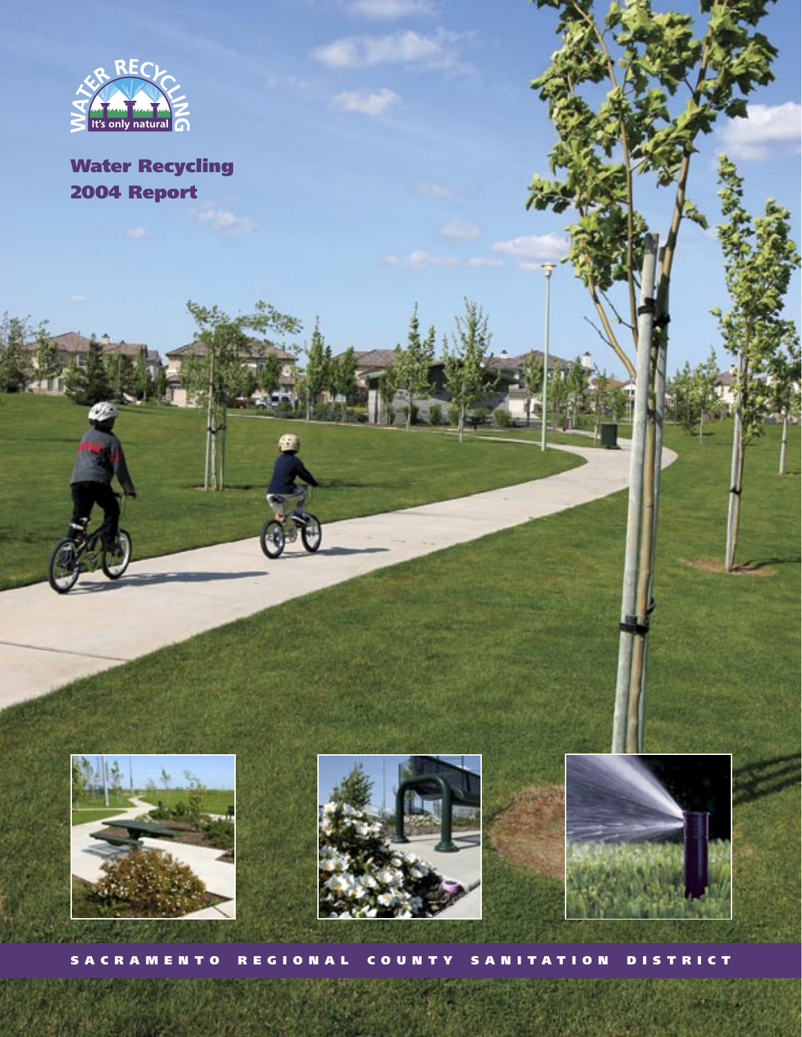# Water Recycling 2004 Report

SACRAMENTO REGIONAL COUNTY SANITATION DISTRICT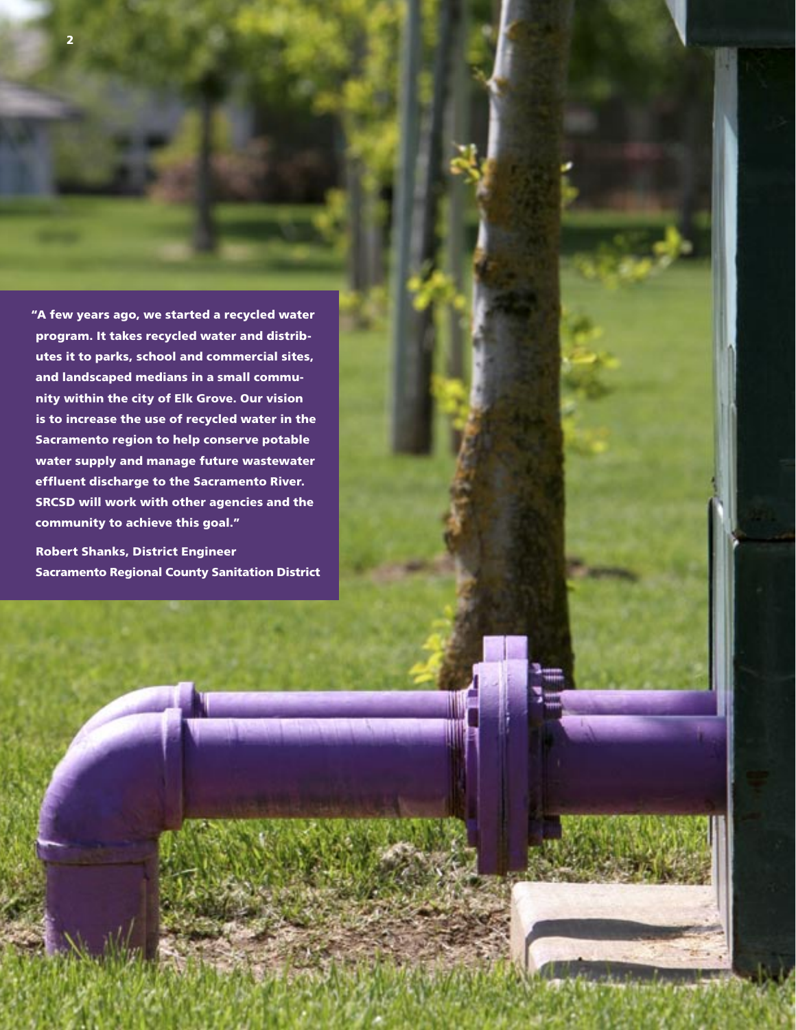"A few years ago, we started a recycled water program. It takes recycled water and distributes it to parks, school and commercial sites, and landscaped medians in a small community within the city of Elk Grove. Our vision is to increase the use of recycled water in the Sacramento region to help conserve potable water supply and manage future wastewater effluent discharge to the Sacramento River. SRCSD will work with other agencies and the community to achieve this goal."

**Robert Shanks, District Engineer**
**Sacramento Regional County Sanitation District**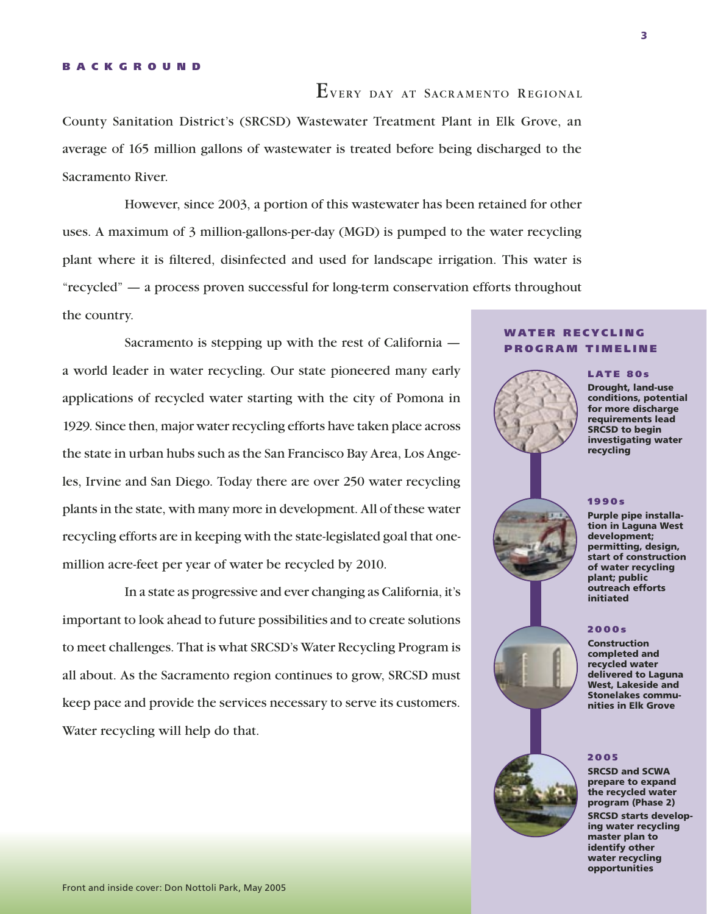## BACKGROUND

Every day at Sacramento Regional County Sanitation District's (SRCSD) Wastewater Treatment Plant in Elk Grove, an average of 165 million gallons of wastewater is treated before being discharged to the Sacramento River.

However, since 2003, a portion of this wastewater has been retained for other uses. A maximum of 3 million-gallons-per-day (MGD) is pumped to the water recycling plant where it is filtered, disinfected and used for landscape irrigation. This water is "recycled" — a process proven successful for long-term conservation efforts throughout the country.

Sacramento is stepping up with the rest of California — a world leader in water recycling. Our state pioneered many early applications of recycled water starting with the city of Pomona in 1929. Since then, major water recycling efforts have taken place across the state in urban hubs such as the San Francisco Bay Area, Los Angeles, Irvine and San Diego. Today there are over 250 water recycling plants in the state, with many more in development. All of these water recycling efforts are in keeping with the state-legislated goal that one-million acre-feet per year of water be recycled by 2010.

In a state as progressive and ever changing as California, it's important to look ahead to future possibilities and to create solutions to meet challenges. That is what SRCSD's Water Recycling Program is all about. As the Sacramento region continues to grow, SRCSD must keep pace and provide the services necessary to serve its customers. Water recycling will help do that.

### WATER RECYCLING PROGRAM TIMELINE

**LATE 80s**

**Drought, land-use conditions, potential for more discharge requirements lead SRCSD to begin investigating water recycling**

**1990s**

**Purple pipe installation in Laguna West development; permitting, design, start of construction of water recycling plant; public outreach efforts initiated**

**2000s**

**Construction completed and recycled water delivered to Laguna West, Lakeside and Stonelakes communities in Elk Grove**

**2005**

**SRCSD and SCWA prepare to expand the recycled water program (Phase 2)**

**SRCSD starts developing water recycling master plan to identify other water recycling opportunities**

Front and inside cover: Don Nottoli Park, May 2005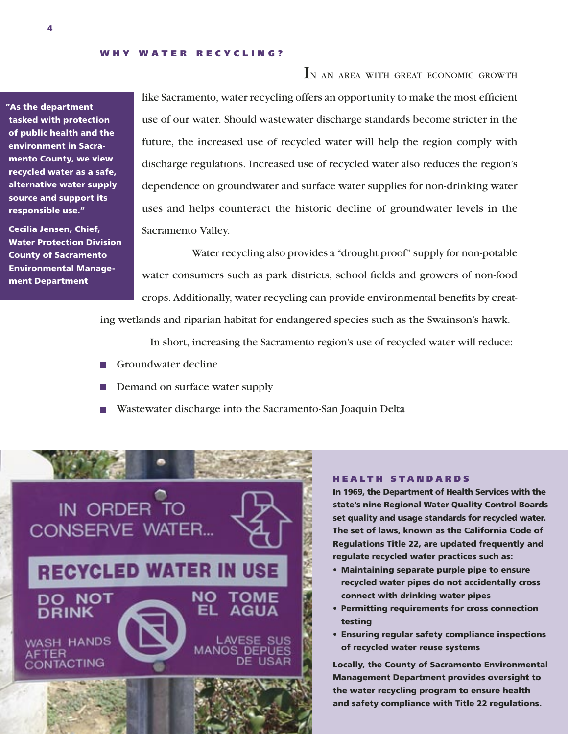## WHY WATER RECYCLING?

In an area with great economic growth like Sacramento, water recycling offers an opportunity to make the most efficient use of our water. Should wastewater discharge standards become stricter in the future, the increased use of recycled water will help the region comply with discharge regulations. Increased use of recycled water also reduces the region's dependence on groundwater and surface water supplies for non-drinking water uses and helps counteract the historic decline of groundwater levels in the Sacramento Valley.

> **"As the department tasked with protection of public health and the environment in Sacramento County, we view recycled water as a safe, alternative water supply source and support its responsible use."**
>
> **Cecilia Jensen, Chief, Water Protection Division County of Sacramento Environmental Management Department**

Water recycling also provides a "drought proof" supply for non-potable water consumers such as park districts, school fields and growers of non-food crops. Additionally, water recycling can provide environmental benefits by creating wetlands and riparian habitat for endangered species such as the Swainson's hawk.

In short, increasing the Sacramento region's use of recycled water will reduce:

- Groundwater decline
- Demand on surface water supply
- Wastewater discharge into the Sacramento-San Joaquin Delta

IN ORDER TO CONSERVE WATER...

RECYCLED WATER IN USE

DO NOT DRINK

NO TOME EL AGUA

WASH HANDS AFTER CONTACTING

LAVESE SUS MANOS DEPUES DE USAR

### HEALTH STANDARDS

**In 1969, the Department of Health Services with the state's nine Regional Water Quality Control Boards set quality and usage standards for recycled water. The set of laws, known as the California Code of Regulations Title 22, are updated frequently and regulate recycled water practices such as:**

- **Maintaining separate purple pipe to ensure recycled water pipes do not accidentally cross connect with drinking water pipes**
- **Permitting requirements for cross connection testing**
- **Ensuring regular safety compliance inspections of recycled water reuse systems**

**Locally, the County of Sacramento Environmental Management Department provides oversight to the water recycling program to ensure health and safety compliance with Title 22 regulations.**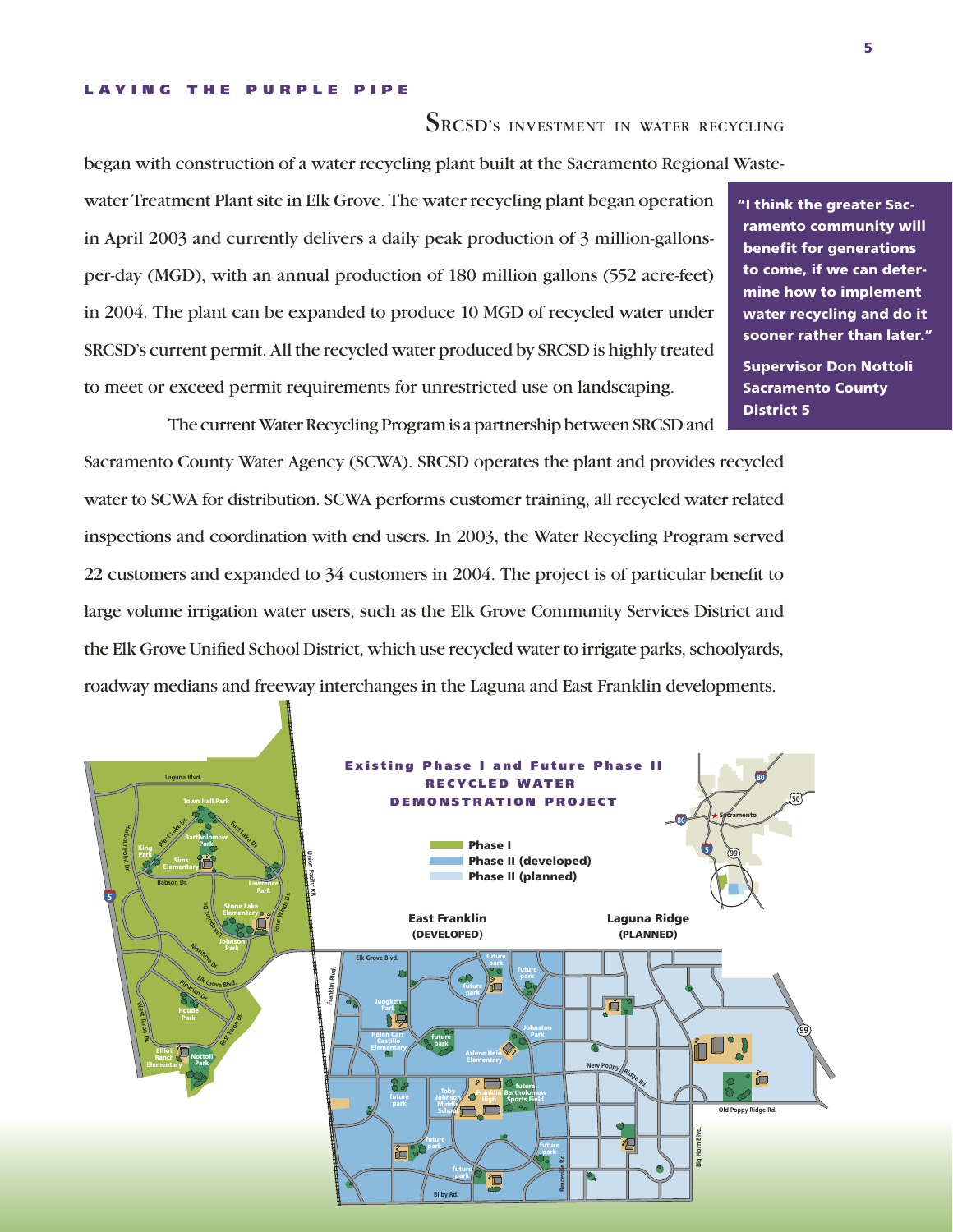## LAYING THE PURPLE PIPE

SRCSD's investment in water recycling began with construction of a water recycling plant built at the Sacramento Regional Wastewater Treatment Plant site in Elk Grove. The water recycling plant began operation in April 2003 and currently delivers a daily peak production of 3 million-gallons-per-day (MGD), with an annual production of 180 million gallons (552 acre-feet) in 2004. The plant can be expanded to produce 10 MGD of recycled water under SRCSD's current permit. All the recycled water produced by SRCSD is highly treated to meet or exceed permit requirements for unrestricted use on landscaping.

> **"I think the greater Sacramento community will benefit for generations to come, if we can determine how to implement water recycling and do it sooner rather than later."**
>
> **Supervisor Don Nottoli**
> **Sacramento County**
> **District 5**

The current Water Recycling Program is a partnership between SRCSD and Sacramento County Water Agency (SCWA). SRCSD operates the plant and provides recycled water to SCWA for distribution. SCWA performs customer training, all recycled water related inspections and coordination with end users. In 2003, the Water Recycling Program served 22 customers and expanded to 34 customers in 2004. The project is of particular benefit to large volume irrigation water users, such as the Elk Grove Community Services District and the Elk Grove Unified School District, which use recycled water to irrigate parks, schoolyards, roadway medians and freeway interchanges in the Laguna and East Franklin developments.

**Existing Phase I and Future Phase II RECYCLED WATER DEMONSTRATION PROJECT**

- Phase I
- Phase II (developed)
- Phase II (planned)

East Franklin (DEVELOPED) — Laguna Ridge (PLANNED)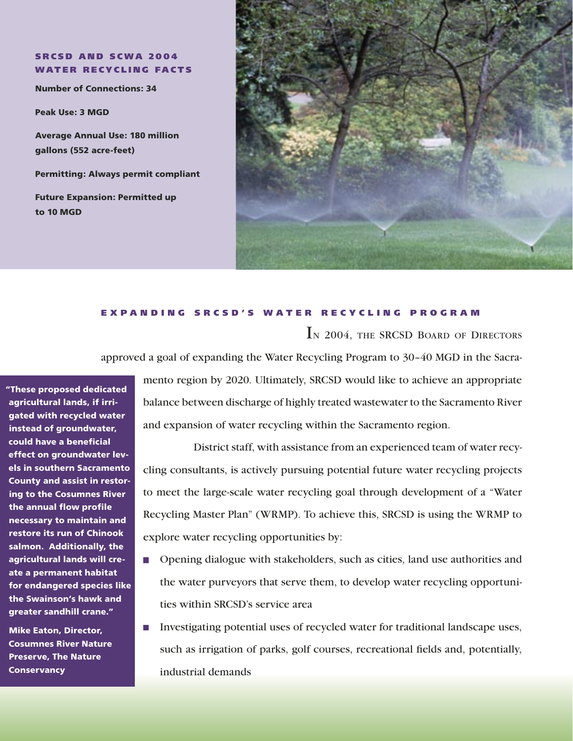### SRCSD AND SCWA 2004 WATER RECYCLING FACTS

**Number of Connections: 34**

**Peak Use: 3 MGD**

**Average Annual Use: 180 million gallons (552 acre-feet)**

**Permitting: Always permit compliant**

**Future Expansion: Permitted up to 10 MGD**

## EXPANDING SRCSD'S WATER RECYCLING PROGRAM

In 2004, the SRCSD Board of Directors approved a goal of expanding the Water Recycling Program to 30–40 MGD in the Sacramento region by 2020. Ultimately, SRCSD would like to achieve an appropriate balance between discharge of highly treated wastewater to the Sacramento River and expansion of water recycling within the Sacramento region.

**"These proposed dedicated agricultural lands, if irrigated with recycled water instead of groundwater, could have a beneficial effect on groundwater levels in southern Sacramento County and assist in restoring to the Cosumnes River the annual flow profile necessary to maintain and restore its run of Chinook salmon. Additionally, the agricultural lands will create a permanent habitat for endangered species like the Swainson's hawk and greater sandhill crane."**

**Mike Eaton, Director, Cosumnes River Nature Preserve, The Nature Conservancy**

District staff, with assistance from an experienced team of water recycling consultants, is actively pursuing potential future water recycling projects to meet the large-scale water recycling goal through development of a "Water Recycling Master Plan" (WRMP). To achieve this, SRCSD is using the WRMP to explore water recycling opportunities by:

- Opening dialogue with stakeholders, such as cities, land use authorities and the water purveyors that serve them, to develop water recycling opportunities within SRCSD's service area
- Investigating potential uses of recycled water for traditional landscape uses, such as irrigation of parks, golf courses, recreational fields and, potentially, industrial demands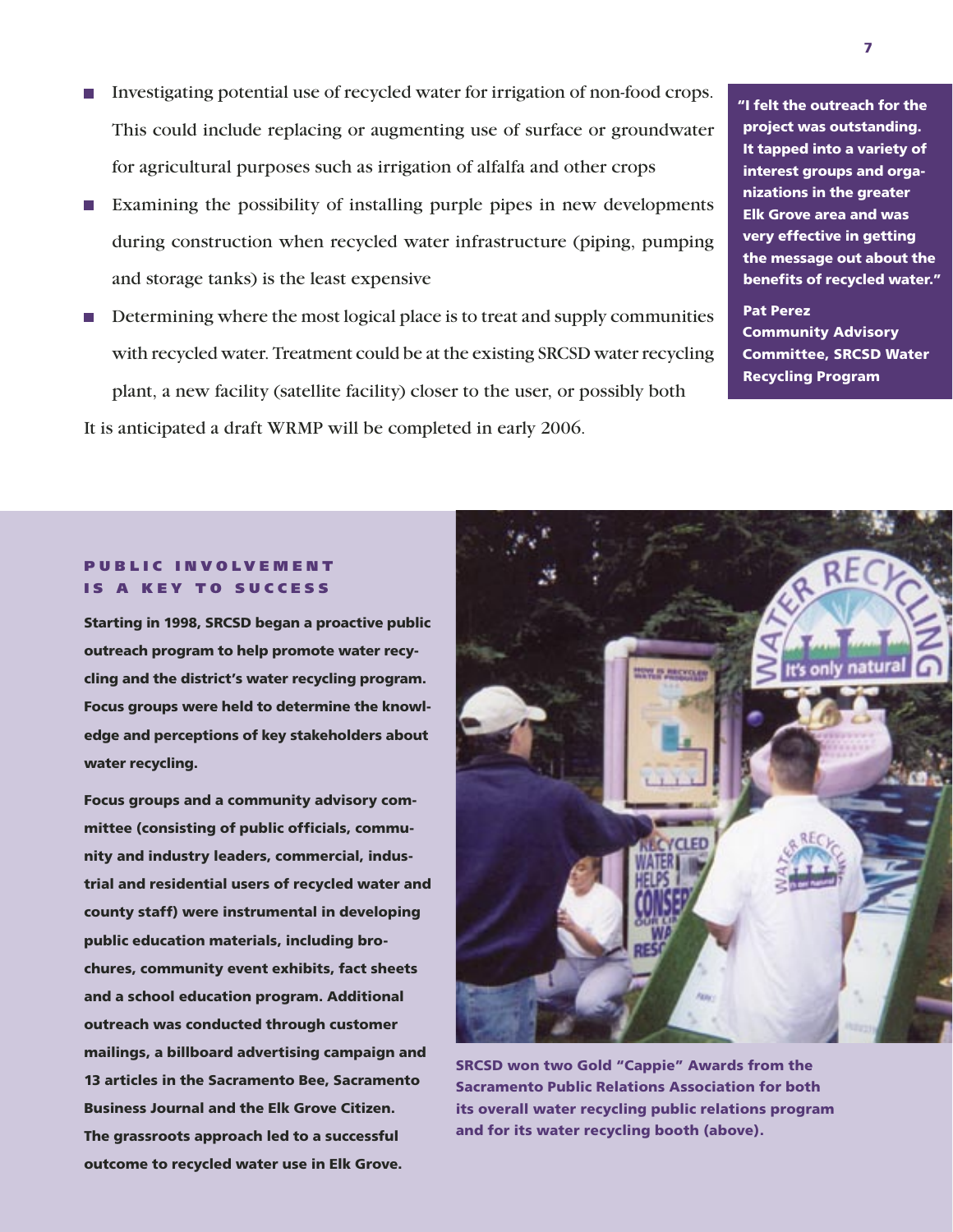- Investigating potential use of recycled water for irrigation of non-food crops. This could include replacing or augmenting use of surface or groundwater for agricultural purposes such as irrigation of alfalfa and other crops
- Examining the possibility of installing purple pipes in new developments during construction when recycled water infrastructure (piping, pumping and storage tanks) is the least expensive
- Determining where the most logical place is to treat and supply communities with recycled water. Treatment could be at the existing SRCSD water recycling plant, a new facility (satellite facility) closer to the user, or possibly both

It is anticipated a draft WRMP will be completed in early 2006.

**"I felt the outreach for the project was outstanding. It tapped into a variety of interest groups and organizations in the greater Elk Grove area and was very effective in getting the message out about the benefits of recycled water."**

**Pat Perez**
**Community Advisory Committee, SRCSD Water Recycling Program**

## PUBLIC INVOLVEMENT IS A KEY TO SUCCESS

**Starting in 1998, SRCSD began a proactive public outreach program to help promote water recycling and the district's water recycling program. Focus groups were held to determine the knowledge and perceptions of key stakeholders about water recycling.**

**Focus groups and a community advisory committee (consisting of public officials, community and industry leaders, commercial, industrial and residential users of recycled water and county staff) were instrumental in developing public education materials, including brochures, community event exhibits, fact sheets and a school education program. Additional outreach was conducted through customer mailings, a billboard advertising campaign and 13 articles in the Sacramento Bee, Sacramento Business Journal and the Elk Grove Citizen. The grassroots approach led to a successful outcome to recycled water use in Elk Grove.**

**SRCSD won two Gold "Cappie" Awards from the Sacramento Public Relations Association for both its overall water recycling public relations program and for its water recycling booth (above).**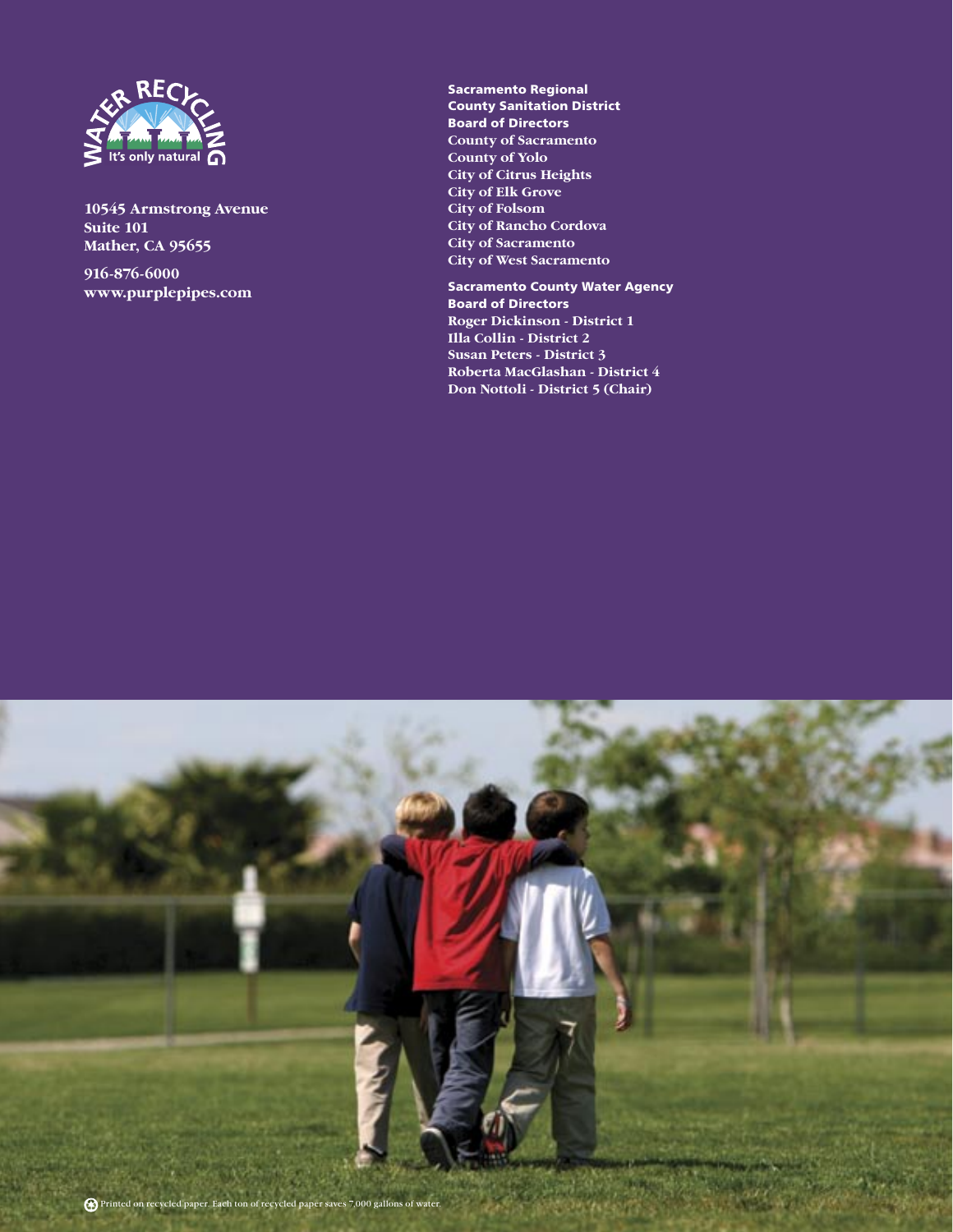WATER RECYCLING
It's only natural

10545 Armstrong Avenue
Suite 101
Mather, CA 95655

916-876-6000
www.purplepipes.com

**Sacramento Regional County Sanitation District Board of Directors**

County of Sacramento
County of Yolo
City of Citrus Heights
City of Elk Grove
City of Folsom
City of Rancho Cordova
City of Sacramento
City of West Sacramento

**Sacramento County Water Agency Board of Directors**

Roger Dickinson - District 1
Illa Collin - District 2
Susan Peters - District 3
Roberta MacGlashan - District 4
Don Nottoli - District 5 (Chair)

Printed on recycled paper. Each ton of recycled paper saves 7,000 gallons of water.